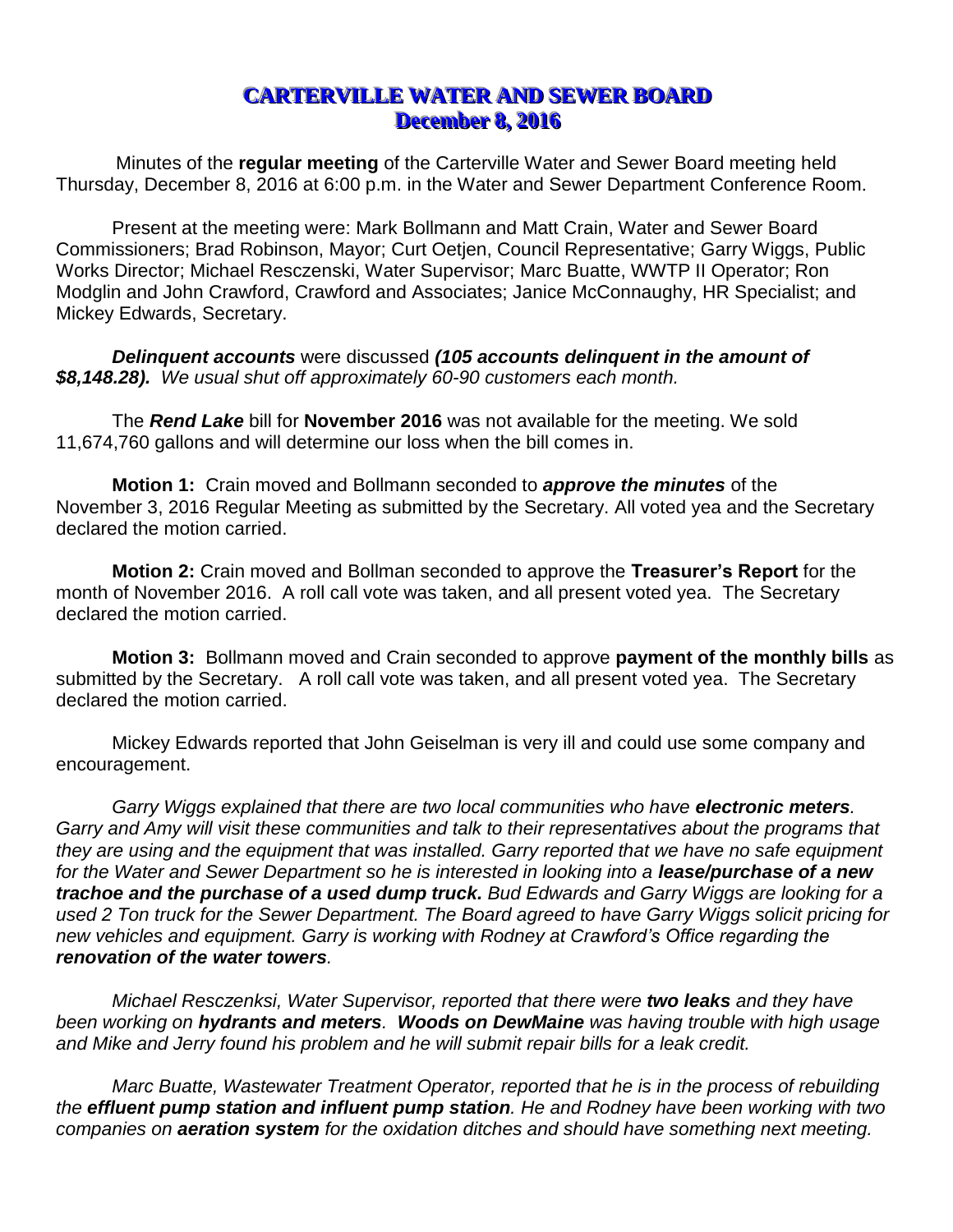# CARTERVILLE WATER AND SEWER BOARD
## December 8, 2016

Minutes of the **regular meeting** of the Carterville Water and Sewer Board meeting held Thursday, December 8, 2016 at 6:00 p.m. in the Water and Sewer Department Conference Room.

Present at the meeting were: Mark Bollmann and Matt Crain, Water and Sewer Board Commissioners; Brad Robinson, Mayor; Curt Oetjen, Council Representative; Garry Wiggs, Public Works Director; Michael Resczenski, Water Supervisor; Marc Buatte, WWTP II Operator; Ron Modglin and John Crawford, Crawford and Associates; Janice McConnaughy, HR Specialist; and Mickey Edwards, Secretary.

***Delinquent accounts*** were discussed ***(105 accounts delinquent in the amount of $8,148.28).*** *We usual shut off approximately 60-90 customers each month.*

The ***Rend Lake*** bill for **November 2016** was not available for the meeting. We sold 11,674,760 gallons and will determine our loss when the bill comes in.

**Motion 1:** Crain moved and Bollmann seconded to ***approve the minutes*** of the November 3, 2016 Regular Meeting as submitted by the Secretary. All voted yea and the Secretary declared the motion carried.

**Motion 2:** Crain moved and Bollman seconded to approve the **Treasurer's Report** for the month of November 2016. A roll call vote was taken, and all present voted yea. The Secretary declared the motion carried.

**Motion 3:** Bollmann moved and Crain seconded to approve **payment of the monthly bills** as submitted by the Secretary. A roll call vote was taken, and all present voted yea. The Secretary declared the motion carried.

Mickey Edwards reported that John Geiselman is very ill and could use some company and encouragement.

*Garry Wiggs explained that there are two local communities who have **electronic meters**. Garry and Amy will visit these communities and talk to their representatives about the programs that they are using and the equipment that was installed. Garry reported that we have no safe equipment for the Water and Sewer Department so he is interested in looking into a **lease/purchase of a new trachoe and the purchase of a used dump truck.** Bud Edwards and Garry Wiggs are looking for a used 2 Ton truck for the Sewer Department. The Board agreed to have Garry Wiggs solicit pricing for new vehicles and equipment. Garry is working with Rodney at Crawford's Office regarding the **renovation of the water towers**.*

*Michael Resczenksi, Water Supervisor, reported that there were **two leaks** and they have been working on **hydrants and meters**. **Woods on DewMaine** was having trouble with high usage and Mike and Jerry found his problem and he will submit repair bills for a leak credit.*

*Marc Buatte, Wastewater Treatment Operator, reported that he is in the process of rebuilding the **effluent pump station and influent pump station**. He and Rodney have been working with two companies on **aeration system** for the oxidation ditches and should have something next meeting.*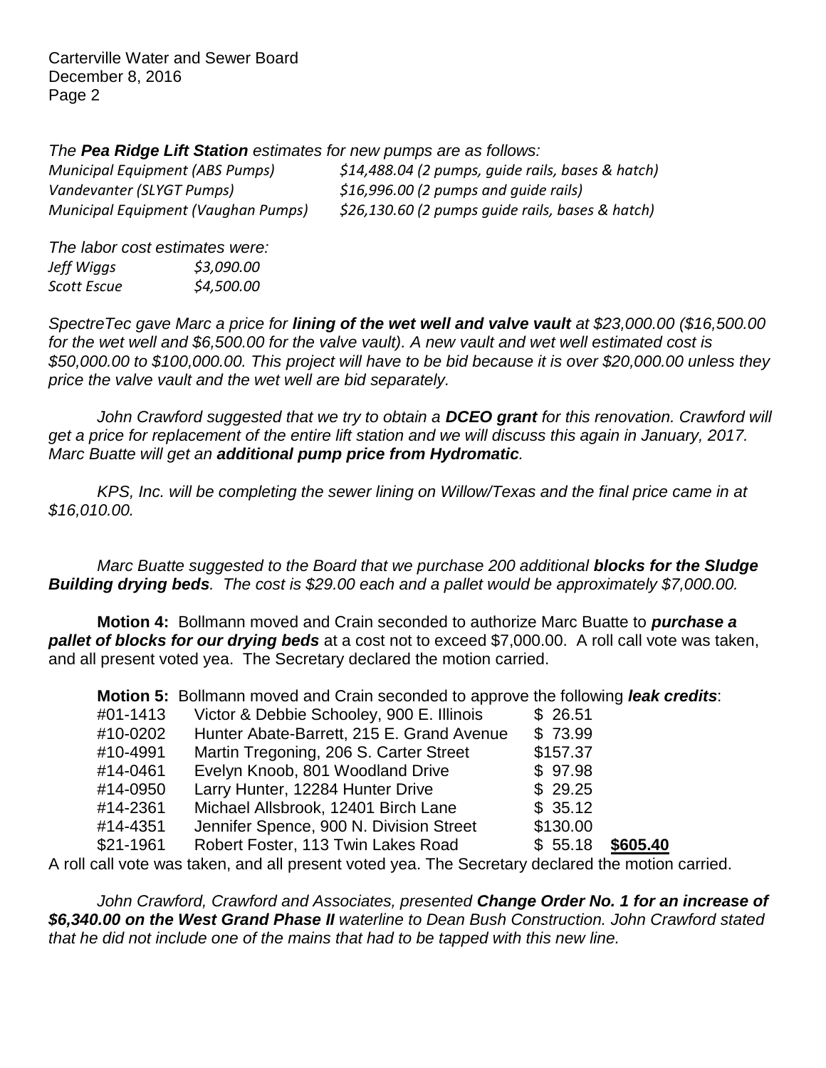*The **Pea Ridge Lift Station** estimates for new pumps are as follows:*

| | |
|---|---|
| *Municipal Equipment (ABS Pumps)* | *$14,488.04 (2 pumps, guide rails, bases & hatch)* |
| *Vandevanter (SLYGT Pumps)* | *$16,996.00 (2 pumps and guide rails)* |
| *Municipal Equipment (Vaughan Pumps)* | *$26,130.60 (2 pumps guide rails, bases & hatch)* |

*The labor cost estimates were:*

| | |
|---|---|
| *Jeff Wiggs* | *$3,090.00* |
| *Scott Escue* | *$4,500.00* |

*SpectreTec gave Marc a price for **lining of the wet well and valve vault** at $23,000.00 ($16,500.00 for the wet well and $6,500.00 for the valve vault). A new vault and wet well estimated cost is $50,000.00 to $100,000.00. This project will have to be bid because it is over $20,000.00 unless they price the valve vault and the wet well are bid separately.*

*John Crawford suggested that we try to obtain a **DCEO grant** for this renovation. Crawford will get a price for replacement of the entire lift station and we will discuss this again in January, 2017. Marc Buatte will get an **additional pump price from Hydromatic**.*

*KPS, Inc. will be completing the sewer lining on Willow/Texas and the final price came in at $16,010.00.*

*Marc Buatte suggested to the Board that we purchase 200 additional **blocks for the Sludge Building drying beds**. The cost is $29.00 each and a pallet would be approximately $7,000.00.*

**Motion 4:** Bollmann moved and Crain seconded to authorize Marc Buatte to ***purchase a pallet of blocks for our drying beds*** at a cost not to exceed $7,000.00. A roll call vote was taken, and all present voted yea. The Secretary declared the motion carried.

**Motion 5:** Bollmann moved and Crain seconded to approve the following ***leak credits***:

| | | | |
|---|---|---|---|
| #01-1413 | Victor & Debbie Schooley, 900 E. Illinois | $ 26.51 | |
| #10-0202 | Hunter Abate-Barrett, 215 E. Grand Avenue | $ 73.99 | |
| #10-4991 | Martin Tregoning, 206 S. Carter Street | $157.37 | |
| #14-0461 | Evelyn Knoob, 801 Woodland Drive | $ 97.98 | |
| #14-0950 | Larry Hunter, 12284 Hunter Drive | $ 29.25 | |
| #14-2361 | Michael Allsbrook, 12401 Birch Lane | $ 35.12 | |
| #14-4351 | Jennifer Spence, 900 N. Division Street | $130.00 | |
| $21-1961 | Robert Foster, 113 Twin Lakes Road | $ 55.18 | **$605.40** |

A roll call vote was taken, and all present voted yea. The Secretary declared the motion carried.

*John Crawford, Crawford and Associates, presented **Change Order No. 1 for an increase of $6,340.00 on the West Grand Phase II** waterline to Dean Bush Construction. John Crawford stated that he did not include one of the mains that had to be tapped with this new line.*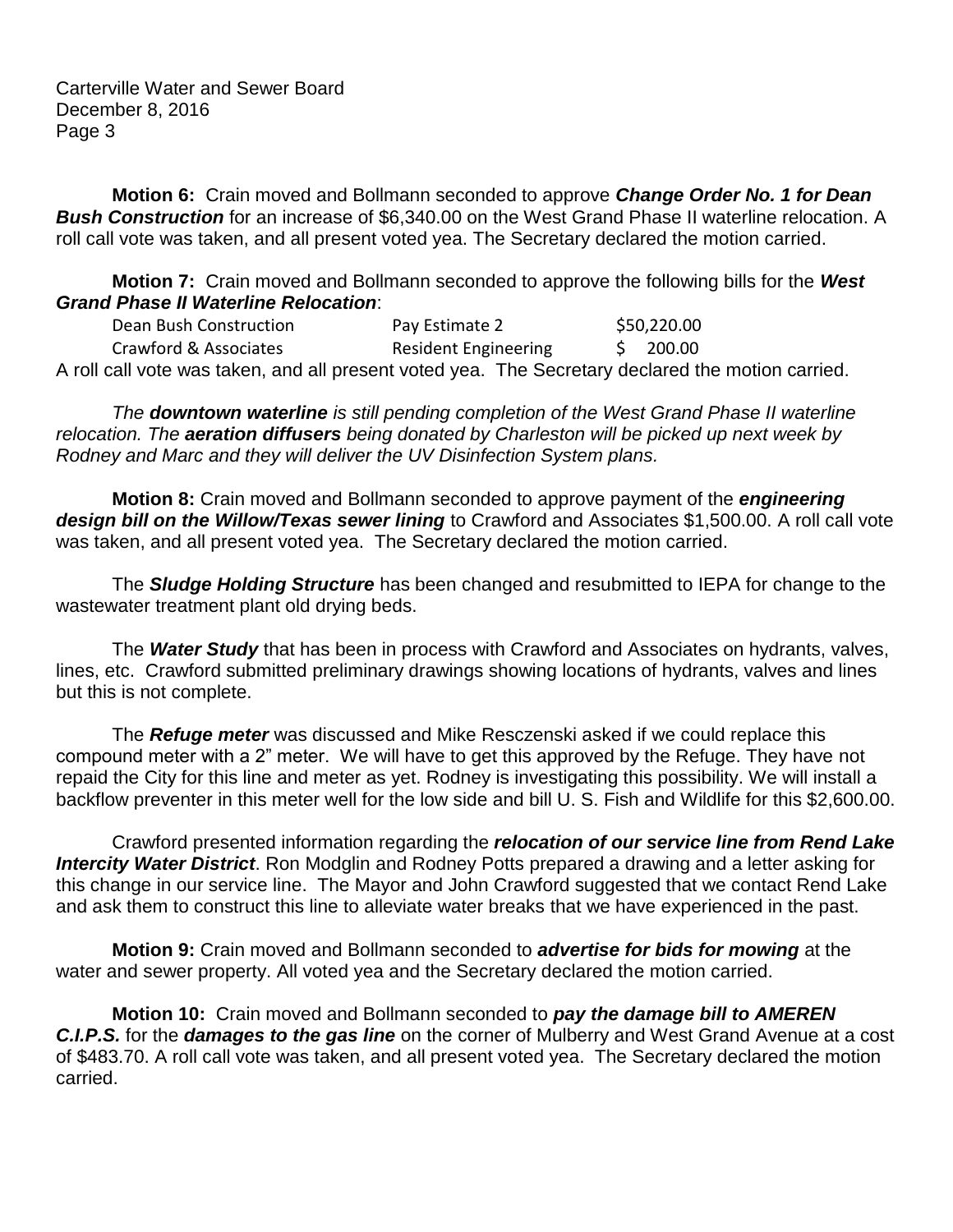**Motion 6:** Crain moved and Bollmann seconded to approve ***Change Order No. 1 for Dean Bush Construction*** for an increase of $6,340.00 on the West Grand Phase II waterline relocation. A roll call vote was taken, and all present voted yea. The Secretary declared the motion carried.

**Motion 7:** Crain moved and Bollmann seconded to approve the following bills for the ***West Grand Phase II Waterline Relocation***:

| | | |
|---|---|---|
| Dean Bush Construction | Pay Estimate 2 | $50,220.00 |
| Crawford & Associates | Resident Engineering | $ 200.00 |

A roll call vote was taken, and all present voted yea. The Secretary declared the motion carried.

*The **downtown waterline** is still pending completion of the West Grand Phase II waterline relocation. The **aeration diffusers** being donated by Charleston will be picked up next week by Rodney and Marc and they will deliver the UV Disinfection System plans.*

**Motion 8:** Crain moved and Bollmann seconded to approve payment of the ***engineering design bill on the Willow/Texas sewer lining*** to Crawford and Associates $1,500.00. A roll call vote was taken, and all present voted yea. The Secretary declared the motion carried.

The ***Sludge Holding Structure*** has been changed and resubmitted to IEPA for change to the wastewater treatment plant old drying beds.

The ***Water Study*** that has been in process with Crawford and Associates on hydrants, valves, lines, etc. Crawford submitted preliminary drawings showing locations of hydrants, valves and lines but this is not complete.

The ***Refuge meter*** was discussed and Mike Resczenski asked if we could replace this compound meter with a 2" meter. We will have to get this approved by the Refuge. They have not repaid the City for this line and meter as yet. Rodney is investigating this possibility. We will install a backflow preventer in this meter well for the low side and bill U. S. Fish and Wildlife for this $2,600.00.

Crawford presented information regarding the ***relocation of our service line from Rend Lake Intercity Water District***. Ron Modglin and Rodney Potts prepared a drawing and a letter asking for this change in our service line. The Mayor and John Crawford suggested that we contact Rend Lake and ask them to construct this line to alleviate water breaks that we have experienced in the past.

**Motion 9:** Crain moved and Bollmann seconded to ***advertise for bids for mowing*** at the water and sewer property. All voted yea and the Secretary declared the motion carried.

**Motion 10:** Crain moved and Bollmann seconded to ***pay the damage bill to AMEREN C.I.P.S.*** for the ***damages to the gas line*** on the corner of Mulberry and West Grand Avenue at a cost of $483.70. A roll call vote was taken, and all present voted yea. The Secretary declared the motion carried.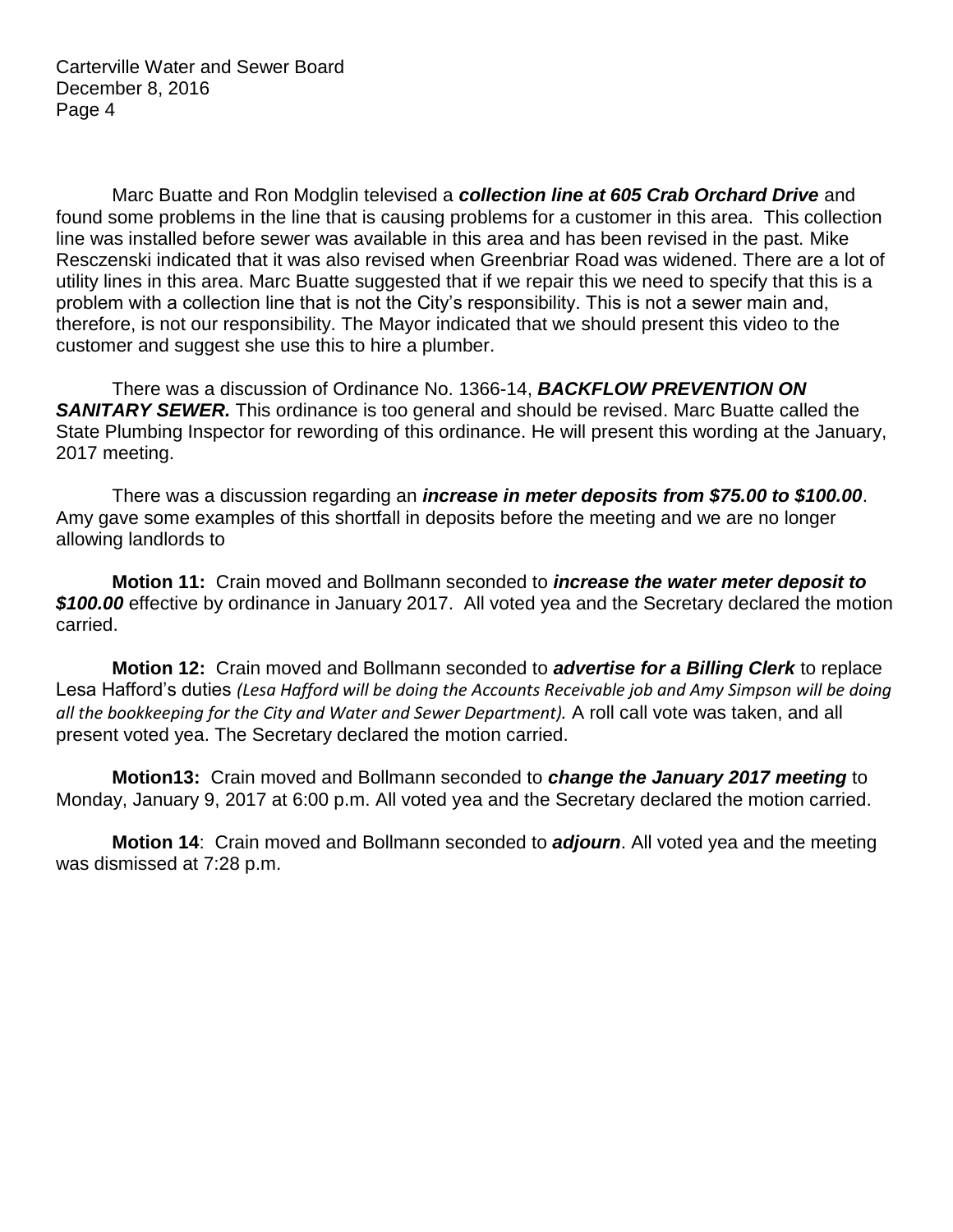Marc Buatte and Ron Modglin televised a ***collection line at 605 Crab Orchard Drive*** and found some problems in the line that is causing problems for a customer in this area. This collection line was installed before sewer was available in this area and has been revised in the past. Mike Resczenski indicated that it was also revised when Greenbriar Road was widened. There are a lot of utility lines in this area. Marc Buatte suggested that if we repair this we need to specify that this is a problem with a collection line that is not the City's responsibility. This is not a sewer main and, therefore, is not our responsibility. The Mayor indicated that we should present this video to the customer and suggest she use this to hire a plumber.

There was a discussion of Ordinance No. 1366-14, ***BACKFLOW PREVENTION ON SANITARY SEWER.*** This ordinance is too general and should be revised. Marc Buatte called the State Plumbing Inspector for rewording of this ordinance. He will present this wording at the January, 2017 meeting.

There was a discussion regarding an ***increase in meter deposits from $75.00 to $100.00***. Amy gave some examples of this shortfall in deposits before the meeting and we are no longer allowing landlords to

**Motion 11:** Crain moved and Bollmann seconded to ***increase the water meter deposit to $100.00*** effective by ordinance in January 2017. All voted yea and the Secretary declared the motion carried.

**Motion 12:** Crain moved and Bollmann seconded to ***advertise for a Billing Clerk*** to replace Lesa Hafford's duties *(Lesa Hafford will be doing the Accounts Receivable job and Amy Simpson will be doing all the bookkeeping for the City and Water and Sewer Department).* A roll call vote was taken, and all present voted yea. The Secretary declared the motion carried.

**Motion13:** Crain moved and Bollmann seconded to ***change the January 2017 meeting*** to Monday, January 9, 2017 at 6:00 p.m. All voted yea and the Secretary declared the motion carried.

**Motion 14**: Crain moved and Bollmann seconded to ***adjourn***. All voted yea and the meeting was dismissed at 7:28 p.m.